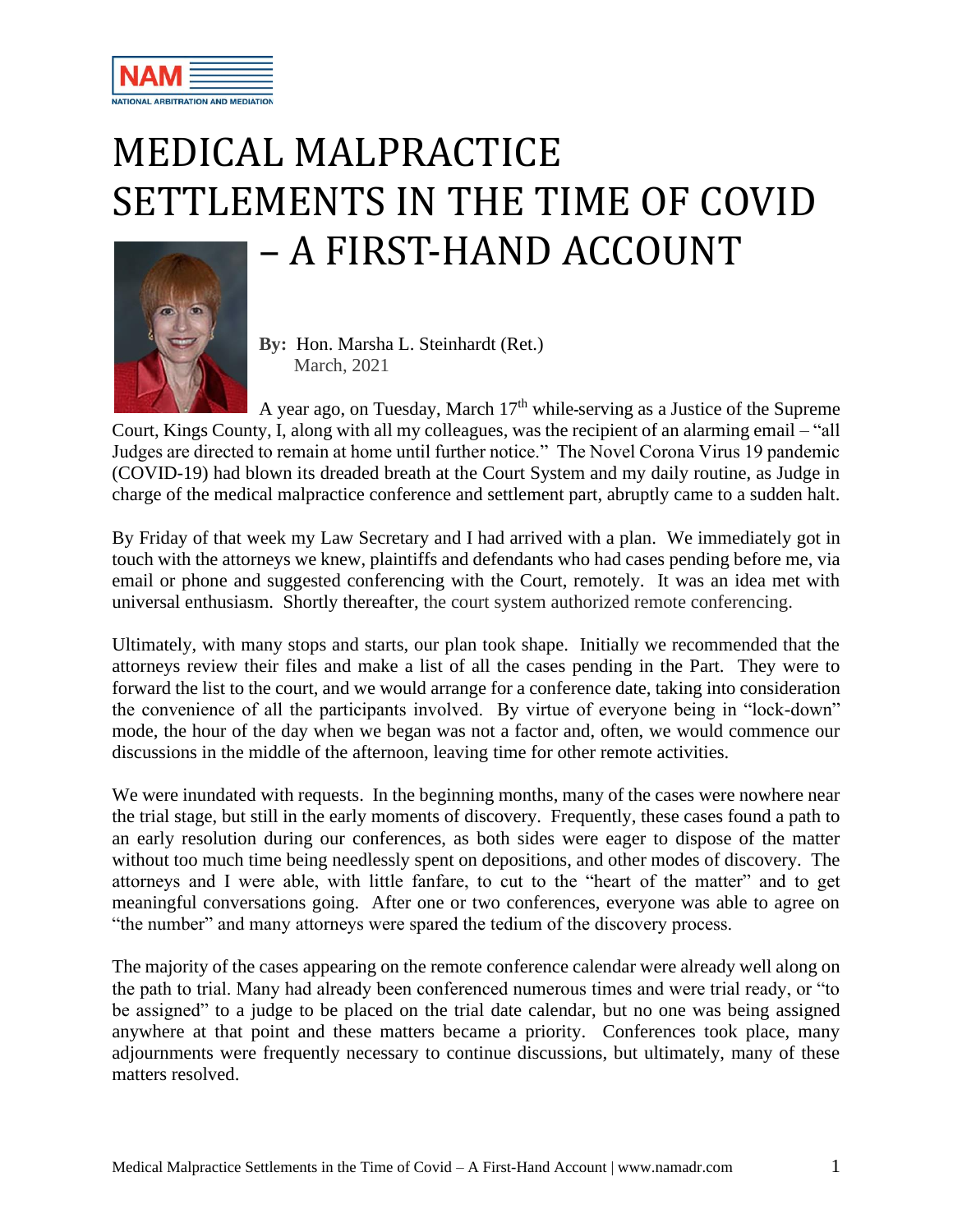# MEDICAL MALPRACTICE SETTLEMENTS IN THE TIME OF COVID – A FIRST-HAND ACCOUNT

**By:** Hon. Marsha L. Steinhardt (Ret.)
March, 2021

A year ago, on Tuesday, March 17th while serving as a Justice of the Supreme Court, Kings County, I, along with all my colleagues, was the recipient of an alarming email – "all Judges are directed to remain at home until further notice." The Novel Corona Virus 19 pandemic (COVID-19) had blown its dreaded breath at the Court System and my daily routine, as Judge in charge of the medical malpractice conference and settlement part, abruptly came to a sudden halt.

By Friday of that week my Law Secretary and I had arrived with a plan. We immediately got in touch with the attorneys we knew, plaintiffs and defendants who had cases pending before me, via email or phone and suggested conferencing with the Court, remotely. It was an idea met with universal enthusiasm. Shortly thereafter, the court system authorized remote conferencing.

Ultimately, with many stops and starts, our plan took shape. Initially we recommended that the attorneys review their files and make a list of all the cases pending in the Part. They were to forward the list to the court, and we would arrange for a conference date, taking into consideration the convenience of all the participants involved. By virtue of everyone being in "lock-down" mode, the hour of the day when we began was not a factor and, often, we would commence our discussions in the middle of the afternoon, leaving time for other remote activities.

We were inundated with requests. In the beginning months, many of the cases were nowhere near the trial stage, but still in the early moments of discovery. Frequently, these cases found a path to an early resolution during our conferences, as both sides were eager to dispose of the matter without too much time being needlessly spent on depositions, and other modes of discovery. The attorneys and I were able, with little fanfare, to cut to the "heart of the matter" and to get meaningful conversations going. After one or two conferences, everyone was able to agree on "the number" and many attorneys were spared the tedium of the discovery process.

The majority of the cases appearing on the remote conference calendar were already well along on the path to trial. Many had already been conferenced numerous times and were trial ready, or "to be assigned" to a judge to be placed on the trial date calendar, but no one was being assigned anywhere at that point and these matters became a priority. Conferences took place, many adjournments were frequently necessary to continue discussions, but ultimately, many of these matters resolved.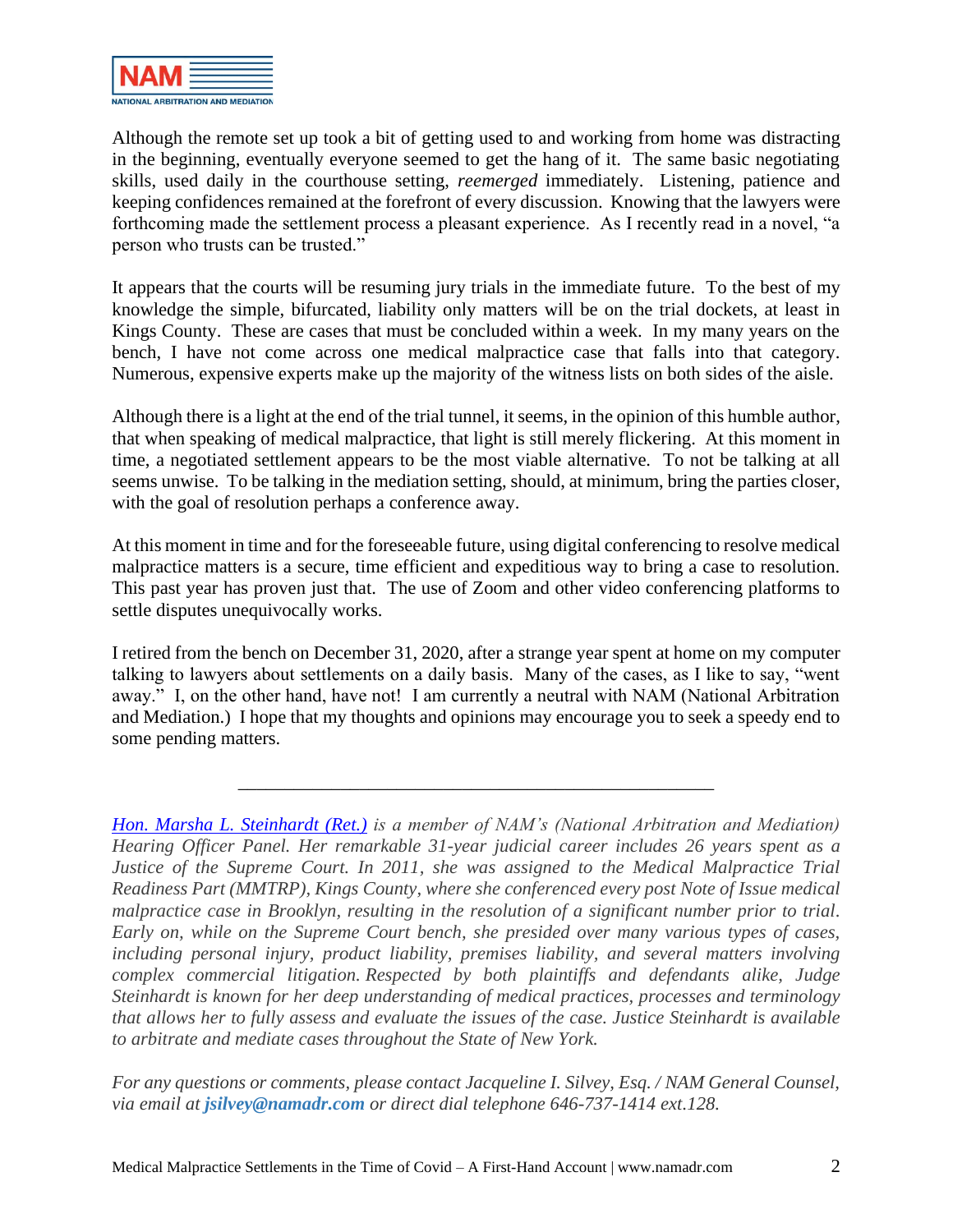Although the remote set up took a bit of getting used to and working from home was distracting in the beginning, eventually everyone seemed to get the hang of it. The same basic negotiating skills, used daily in the courthouse setting, *reemerged* immediately. Listening, patience and keeping confidences remained at the forefront of every discussion. Knowing that the lawyers were forthcoming made the settlement process a pleasant experience. As I recently read in a novel, "a person who trusts can be trusted."

It appears that the courts will be resuming jury trials in the immediate future. To the best of my knowledge the simple, bifurcated, liability only matters will be on the trial dockets, at least in Kings County. These are cases that must be concluded within a week. In my many years on the bench, I have not come across one medical malpractice case that falls into that category. Numerous, expensive experts make up the majority of the witness lists on both sides of the aisle.

Although there is a light at the end of the trial tunnel, it seems, in the opinion of this humble author, that when speaking of medical malpractice, that light is still merely flickering. At this moment in time, a negotiated settlement appears to be the most viable alternative. To not be talking at all seems unwise. To be talking in the mediation setting, should, at minimum, bring the parties closer, with the goal of resolution perhaps a conference away.

At this moment in time and for the foreseeable future, using digital conferencing to resolve medical malpractice matters is a secure, time efficient and expeditious way to bring a case to resolution. This past year has proven just that. The use of Zoom and other video conferencing platforms to settle disputes unequivocally works.

I retired from the bench on December 31, 2020, after a strange year spent at home on my computer talking to lawyers about settlements on a daily basis. Many of the cases, as I like to say, "went away." I, on the other hand, have not! I am currently a neutral with NAM (National Arbitration and Mediation.) I hope that my thoughts and opinions may encourage you to seek a speedy end to some pending matters.

---

*Hon. Marsha L. Steinhardt (Ret.) is a member of NAM's (National Arbitration and Mediation) Hearing Officer Panel. Her remarkable 31-year judicial career includes 26 years spent as a Justice of the Supreme Court. In 2011, she was assigned to the Medical Malpractice Trial Readiness Part (MMTRP), Kings County, where she conferenced every post Note of Issue medical malpractice case in Brooklyn, resulting in the resolution of a significant number prior to trial. Early on, while on the Supreme Court bench, she presided over many various types of cases, including personal injury, product liability, premises liability, and several matters involving complex commercial litigation. Respected by both plaintiffs and defendants alike, Judge Steinhardt is known for her deep understanding of medical practices, processes and terminology that allows her to fully assess and evaluate the issues of the case. Justice Steinhardt is available to arbitrate and mediate cases throughout the State of New York.*

*For any questions or comments, please contact Jacqueline I. Silvey, Esq. / NAM General Counsel, via email at* ***jsilvey@namadr.com*** *or direct dial telephone 646-737-1414 ext.128.*